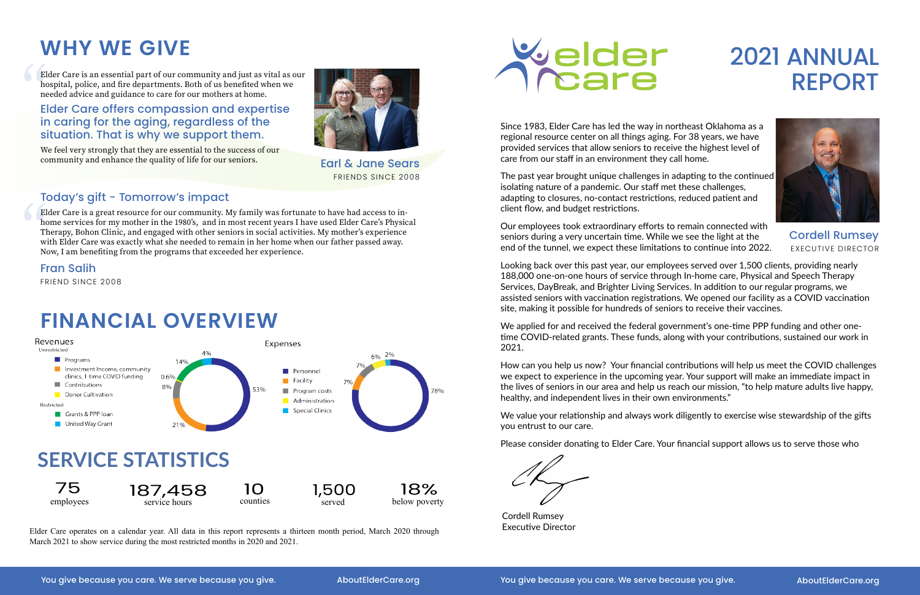# WHY WE GIVE

Elder Care is an essential part of our community and just as vital as our hospital, police, and fire departments. Both of us benefited when we needed advice and guidance to care for our mothers at home.

### Elder Care offers compassion and expertise in caring for the aging, regardless of the situation. That is why we support them.

We feel very strongly that they are essential to the success of our community and enhance the quality of life for our seniors.

**Earl & Jane Sears**
FRIENDS SINCE 2008

### Today's gift - Tomorrow's impact

Elder Care is a great resource for our community. My family was fortunate to have had access to in-home services for my mother in the 1980's, and in most recent years I have used Elder Care's Physical Therapy, Bohon Clinic, and engaged with other seniors in social activities. My mother's experience with Elder Care was exactly what she needed to remain in her home when our father passed away. Now, I am benefiting from the programs that exceeded her experience.

**Fran Salih**
FRIEND SINCE 2008

# FINANCIAL OVERVIEW

**Revenues**

Unrestricted
- Programs — 53%
- Investment Income, community clinics, 1 time COVID funding — 21%
- Contributions — 8%
- Donor Cultivation — 0.6%

Restricted
- Grants & PPP loan — 14%
- United Way Grant — 4%

**Expenses**

- Personnel — 78%
- Facility — 7%
- Program costs — 7%
- Administration — 6%
- Special Clinics — 2%

# SERVICE STATISTICS

| 75 | 187,458 | 10 | 1,500 | 18% |
|---|---|---|---|---|
| employees | service hours | counties | served | below poverty |

Elder Care operates on a calendar year. All data in this report represents a thirteen month period, March 2020 through March 2021 to show service during the most restricted months in 2020 and 2021.

# elder care

# 2021 ANNUAL REPORT

**Cordell Rumsey**
EXECUTIVE DIRECTOR

Since 1983, Elder Care has led the way in northeast Oklahoma as a regional resource center on all things aging. For 38 years, we have provided services that allow seniors to receive the highest level of care from our staff in an environment they call home.

The past year brought unique challenges in adapting to the continued isolating nature of a pandemic. Our staff met these challenges, adapting to closures, no-contact restrictions, reduced patient and client flow, and budget restrictions.

Our employees took extraordinary efforts to remain connected with seniors during a very uncertain time. While we see the light at the end of the tunnel, we expect these limitations to continue into 2022.

Looking back over this past year, our employees served over 1,500 clients, providing nearly 188,000 one-on-one hours of service through In-home care, Physical and Speech Therapy Services, DayBreak, and Brighter Living Services. In addition to our regular programs, we assisted seniors with vaccination registrations. We opened our facility as a COVID vaccination site, making it possible for hundreds of seniors to receive their vaccines.

We applied for and received the federal government's one-time PPP funding and other one-time COVID-related grants. These funds, along with your contributions, sustained our work in 2021.

How can you help us now? Your financial contributions will help us meet the COVID challenges we expect to experience in the upcoming year. Your support will make an immediate impact in the lives of seniors in our area and help us reach our mission, "to help mature adults live happy, healthy, and independent lives in their own environments."

We value your relationship and always work diligently to exercise wise stewardship of the gifts you entrust to our care.

Please consider donating to Elder Care. Your financial support allows us to serve those who

Cordell Rumsey
Executive Director

You give because you care. We serve because you give. AboutElderCare.org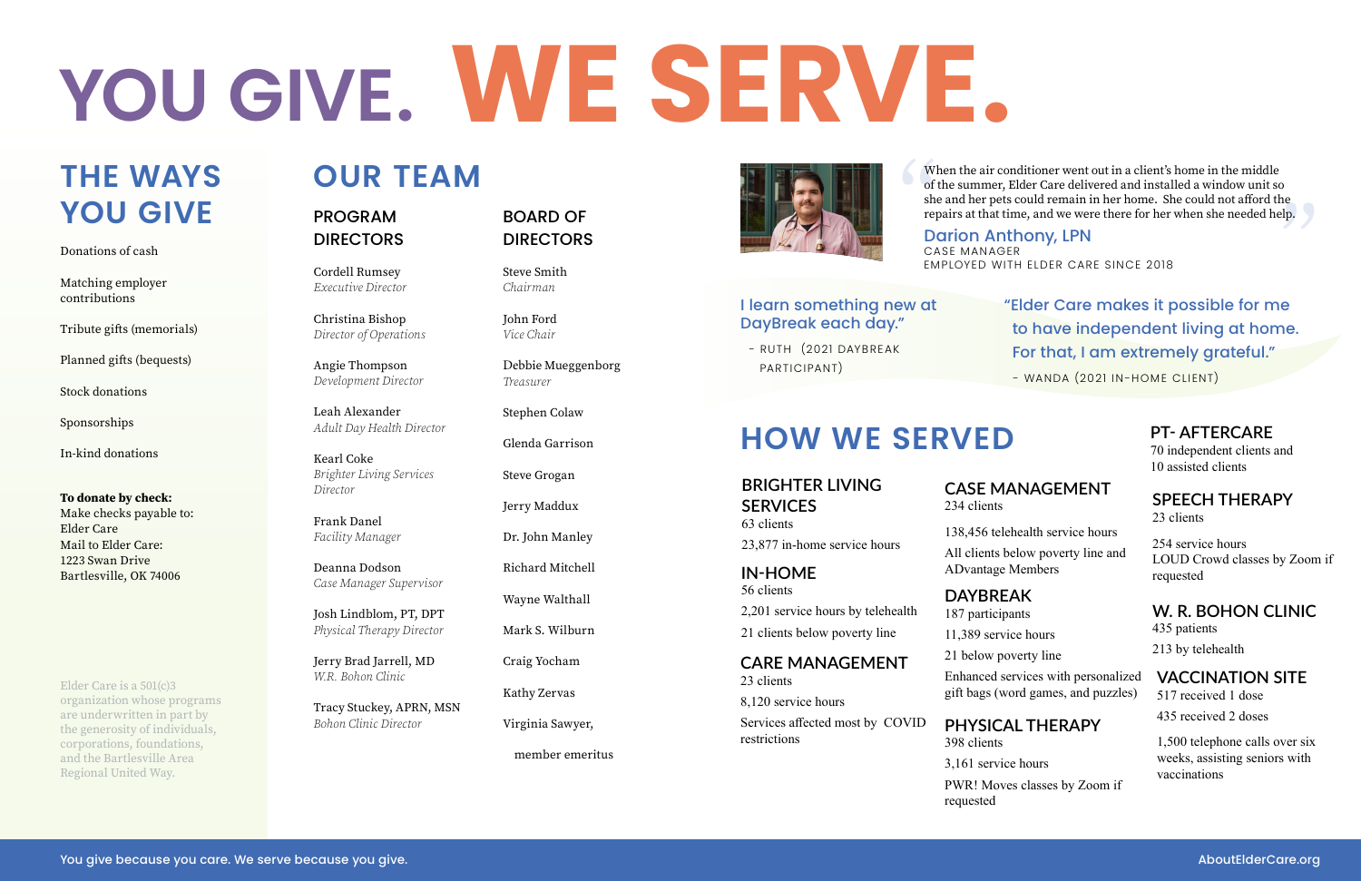# YOU GIVE. WE SERVE.

## THE WAYS YOU GIVE

Donations of cash

Matching employer contributions

Tribute gifts (memorials)

Planned gifts (bequests)

Stock donations

Sponsorships

In-kind donations

**To donate by check:**
Make checks payable to:
Elder Care
Mail to Elder Care:
1223 Swan Drive
Bartlesville, OK 74006

Elder Care is a 501(c)3 organization whose programs are underwritten in part by the generosity of individuals, corporations, foundations, and the Bartlesville Area Regional United Way.

## OUR TEAM

### PROGRAM DIRECTORS

Cordell Rumsey
*Executive Director*

Christina Bishop
*Director of Operations*

Angie Thompson
*Development Director*

Leah Alexander
*Adult Day Health Director*

Kearl Coke
*Brighter Living Services Director*

Frank Danel
*Facility Manager*

Deanna Dodson
*Case Manager Supervisor*

Josh Lindblom, PT, DPT
*Physical Therapy Director*

Jerry Brad Jarrell, MD
*W.R. Bohon Clinic*

Tracy Stuckey, APRN, MSN
*Bohon Clinic Director*

### BOARD OF DIRECTORS

Steve Smith
*Chairman*

John Ford
*Vice Chair*

Debbie Mueggenborg
*Treasurer*

Stephen Colaw

Glenda Garrison

Steve Grogan

Jerry Maddux

Dr. John Manley

Richard Mitchell

Wayne Walthall

Mark S. Wilburn

Craig Yocham

Kathy Zervas

Virginia Sawyer,
member emeritus

"When the air conditioner went out in a client's home in the middle of the summer, Elder Care delivered and installed a window unit so she and her pets could remain in her home. She could not afford the repairs at that time, and we were there for her when she needed help."

Darion Anthony, LPN
CASE MANAGER
EMPLOYED WITH ELDER CARE SINCE 2018

"I learn something new at DayBreak each day."
– RUTH (2021 DAYBREAK PARTICIPANT)

"Elder Care makes it possible for me to have independent living at home. For that, I am extremely grateful."
– WANDA (2021 IN-HOME CLIENT)

## HOW WE SERVED

### BRIGHTER LIVING SERVICES
63 clients

23,877 in-home service hours

### IN-HOME
56 clients

2,201 service hours by telehealth

21 clients below poverty line

### CARE MANAGEMENT
23 clients

8,120 service hours

Services affected most by COVID restrictions

### CASE MANAGEMENT
234 clients

138,456 telehealth service hours

All clients below poverty line and ADvantage Members

### DAYBREAK
187 participants

11,389 service hours

21 below poverty line

Enhanced services with personalized gift bags (word games, and puzzles)

### PHYSICAL THERAPY
398 clients

3,161 service hours

PWR! Moves classes by Zoom if requested

### PT- AFTERCARE
70 independent clients and 10 assisted clients

### SPEECH THERAPY
23 clients

254 service hours
LOUD Crowd classes by Zoom if requested

### W. R. BOHON CLINIC
435 patients

213 by telehealth

### VACCINATION SITE
517 received 1 dose

435 received 2 doses

1,500 telephone calls over six weeks, assisting seniors with vaccinations

You give because you care. We serve because you give.

AboutElderCare.org